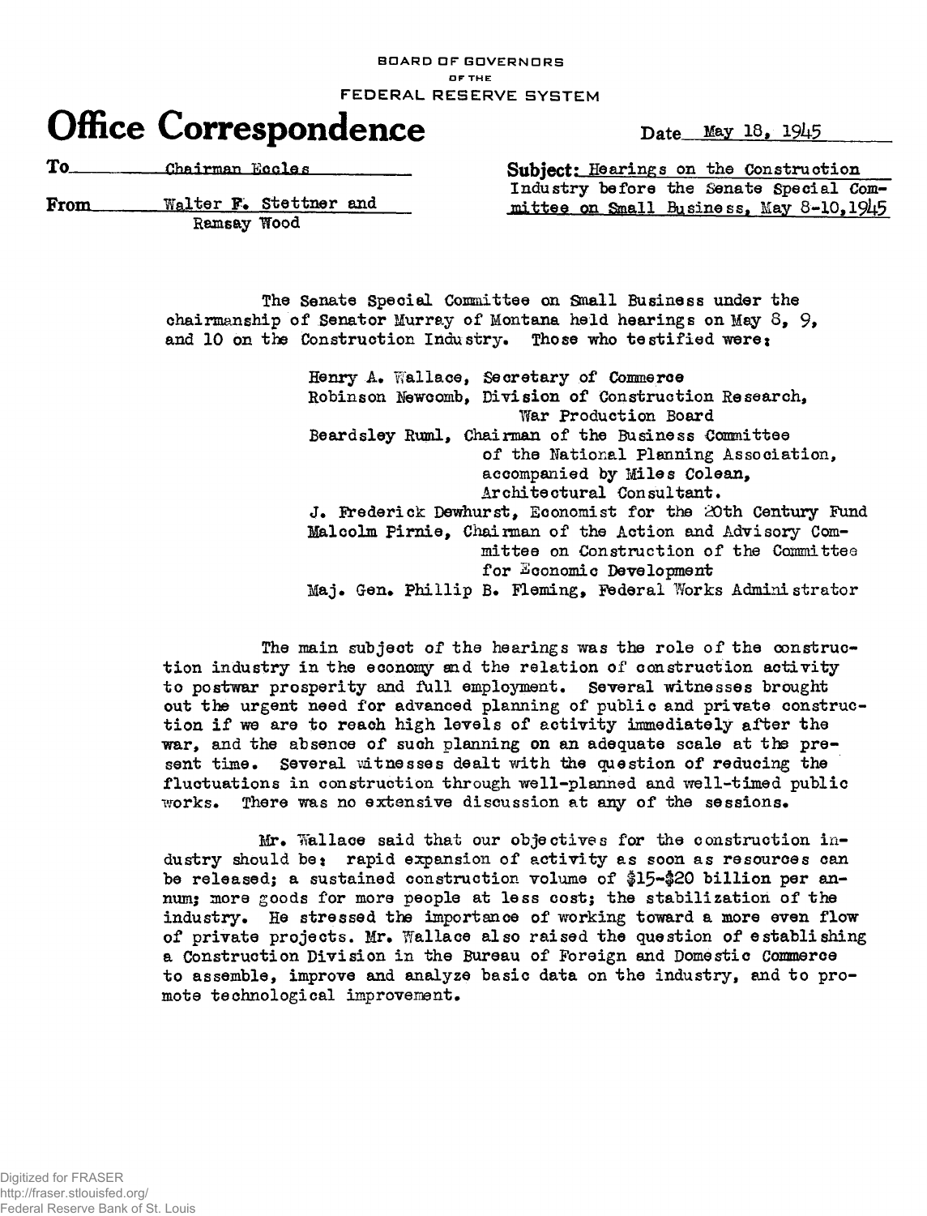BOARD OF GOVERNORS
OF THE
FEDERAL RESERVE SYSTEM

# Office Correspondence

Date May 18, 1945

**To** Chairman Eccles

**From** Walter F. Stettner and Ramsay Wood

**Subject:** Hearings on the Construction Industry before the Senate Special Committee on Small Business, May 8-10, 1945

The Senate Special Committee on Small Business under the chairmanship of Senator Murray of Montana held hearings on May 8, 9, and 10 on the Construction Industry. Those who testified were:

Henry A. Wallace, Secretary of Commerce
Robinson Newcomb, Division of Construction Research, War Production Board
Beardsley Ruml, Chairman of the Business Committee of the National Planning Association, accompanied by Miles Colean, Architectural Consultant.
J. Frederick Dewhurst, Economist for the 20th Century Fund
Malcolm Pirnie, Chairman of the Action and Advisory Committee on Construction of the Committee for Economic Development
Maj. Gen. Phillip B. Fleming, Federal Works Administrator

The main subject of the hearings was the role of the construction industry in the economy and the relation of construction activity to postwar prosperity and full employment. Several witnesses brought out the urgent need for advanced planning of public and private construction if we are to reach high levels of activity immediately after the war, and the absence of such planning on an adequate scale at the present time. Several witnesses dealt with the question of reducing the fluctuations in construction through well-planned and well-timed public works. There was no extensive discussion at any of the sessions.

Mr. Wallace said that our objectives for the construction industry should be: rapid expansion of activity as soon as resources can be released; a sustained construction volume of $15-$20 billion per annum; more goods for more people at less cost; the stabilization of the industry. He stressed the importance of working toward a more even flow of private projects. Mr. Wallace also raised the question of establishing a Construction Division in the Bureau of Foreign and Domestic Commerce to assemble, improve and analyze basic data on the industry, and to promote technological improvement.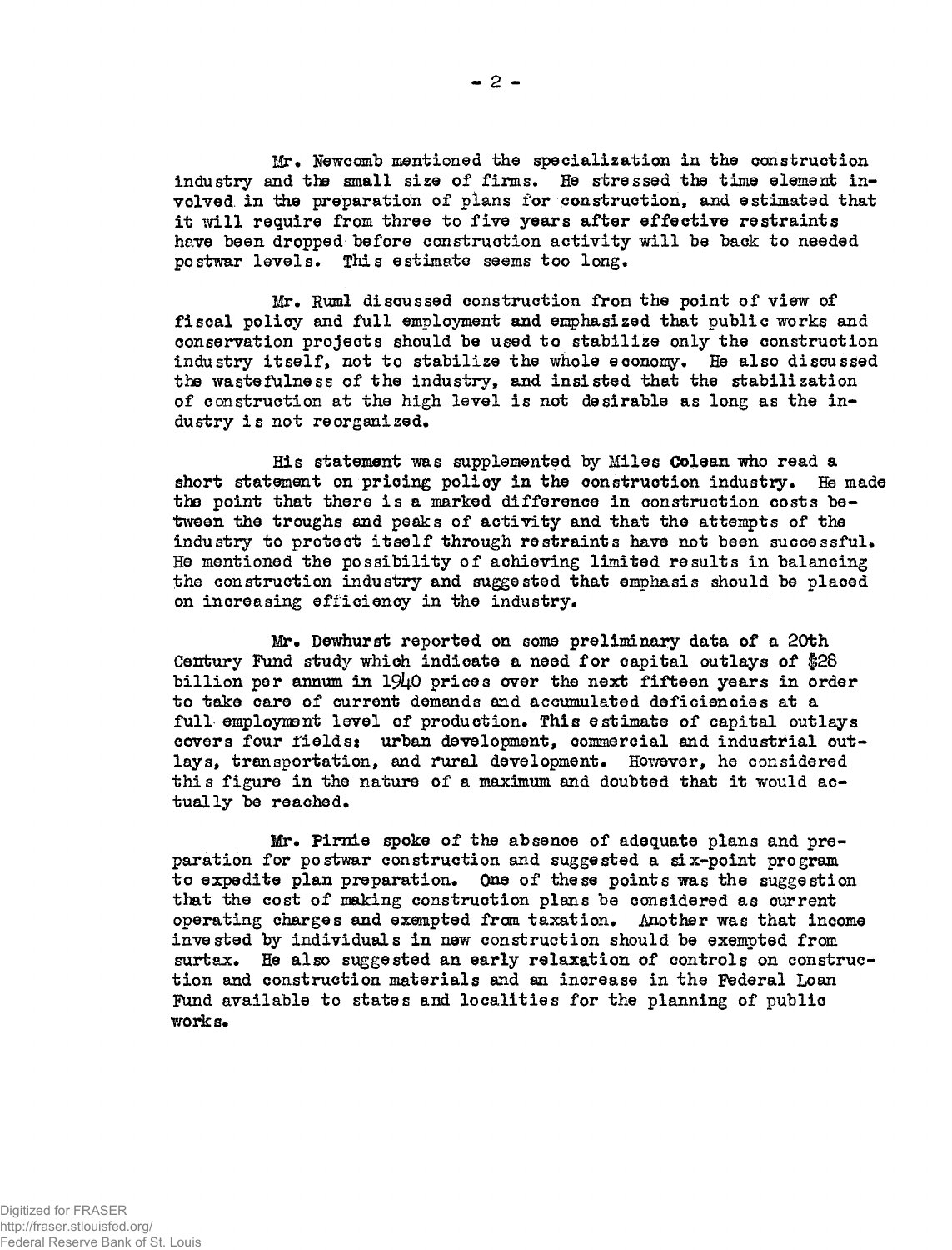Mr. Newcomb mentioned the specialization in the construction industry and the small size of firms. He stressed the time element involved in the preparation of plans for construction, and estimated that it will require from three to five years after effective restraints have been dropped before construction activity will be back to needed postwar levels. This estimate seems too long.

Mr. Ruml discussed construction from the point of view of fiscal policy and full employment and emphasized that public works and conservation projects should be used to stabilize only the construction industry itself, not to stabilize the whole economy. He also discussed the wastefulness of the industry, and insisted that the stabilization of construction at the high level is not desirable as long as the industry is not reorganized.

His statement was supplemented by Miles Colean who read a short statement on pricing policy in the construction industry. He made the point that there is a marked difference in construction costs between the troughs and peaks of activity and that the attempts of the industry to protect itself through restraints have not been successful. He mentioned the possibility of achieving limited results in balancing the construction industry and suggested that emphasis should be placed on increasing efficiency in the industry.

Mr. Dewhurst reported on some preliminary data of a 20th Century Fund study which indicate a need for capital outlays of $28 billion per annum in 1940 prices over the next fifteen years in order to take care of current demands and accumulated deficiencies at a full employment level of production. This estimate of capital outlays covers four fields: urban development, commercial and industrial outlays, transportation, and rural development. However, he considered this figure in the nature of a maximum and doubted that it would actually be reached.

Mr. Pirnie spoke of the absence of adequate plans and preparation for postwar construction and suggested a six-point program to expedite plan preparation. One of these points was the suggestion that the cost of making construction plans be considered as current operating charges and exempted from taxation. Another was that income invested by individuals in new construction should be exempted from surtax. He also suggested an early relaxation of controls on construction and construction materials and an increase in the Federal Loan Fund available to states and localities for the planning of public works.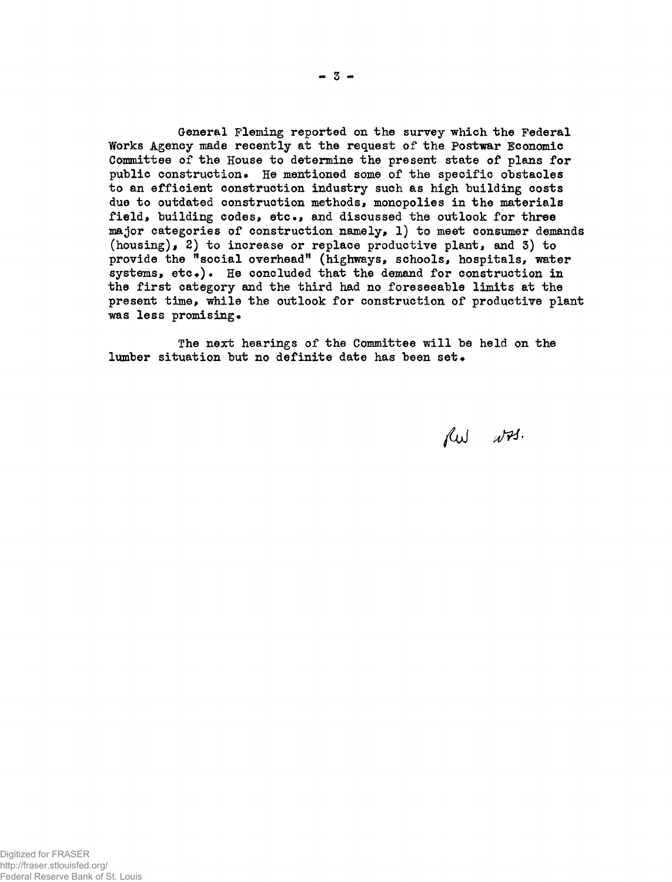General Fleming reported on the survey which the Federal Works Agency made recently at the request of the Postwar Economic Committee of the House to determine the present state of plans for public construction. He mentioned some of the specific obstacles to an efficient construction industry such as high building costs due to outdated construction methods, monopolies in the materials field, building codes, etc., and discussed the outlook for three major categories of construction namely, 1) to meet consumer demands (housing), 2) to increase or replace productive plant, and 3) to provide the "social overhead" (highways, schools, hospitals, water systems, etc.). He concluded that the demand for construction in the first category and the third had no foreseeable limits at the present time, while the outlook for construction of productive plant was less promising.

The next hearings of the Committee will be held on the lumber situation but no definite date has been set.

RW WHS.